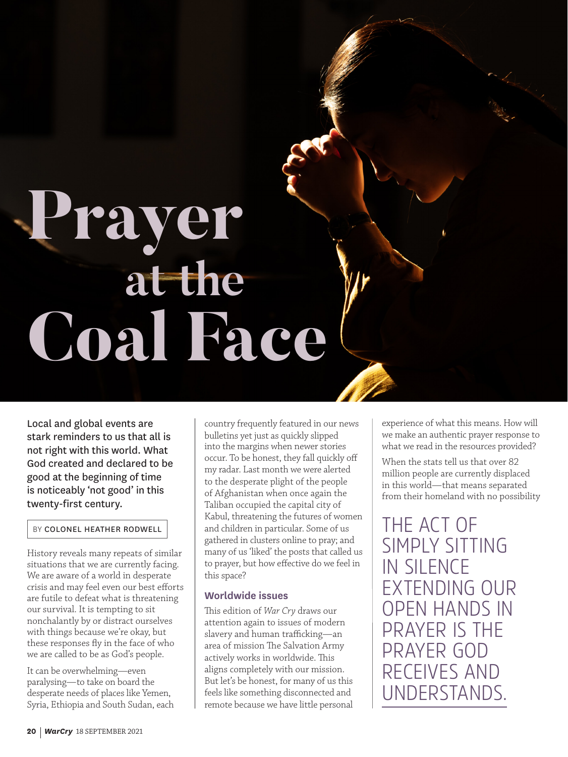# Prayer at the Coal Face

**Local and global events are stark reminders to us that all is not right with this world. What God created and declared to be good at the beginning of time is noticeably 'not good' in this twenty-first century.**

BY COLONEL HEATHER RODWELL

History reveals many repeats of similar situations that we are currently facing. We are aware of a world in desperate crisis and may feel even our best efforts are futile to defeat what is threatening our survival. It is tempting to sit nonchalantly by or distract ourselves with things because we're okay, but these responses fly in the face of who we are called to be as God's people.

It can be overwhelming—even paralysing—to take on board the desperate needs of places like Yemen, Syria, Ethiopia and South Sudan, each country frequently featured in our news bulletins yet just as quickly slipped into the margins when newer stories occur. To be honest, they fall quickly off my radar. Last month we were alerted to the desperate plight of the people of Afghanistan when once again the Taliban occupied the capital city of Kabul, threatening the futures of women and children in particular. Some of us gathered in clusters online to pray; and many of us 'liked' the posts that called us to prayer, but how effective do we feel in this space?

### Worldwide issues

This edition of *War Cry* draws our attention again to issues of modern slavery and human trafficking—an area of mission The Salvation Army actively works in worldwide. This aligns completely with our mission. But let's be honest, for many of us this feels like something disconnected and remote because we have little personal experience of what this means. How will we make an authentic prayer response to what we read in the resources provided?

When the stats tell us that over 82 million people are currently displaced in this world—that means separated from their homeland with no possibility

THE ACT OF SIMPLY SITTING IN SILENCE EXTENDING OUR OPEN HANDS IN PRAYER IS THE PRAYER GOD RECEIVES AND UNDERSTANDS.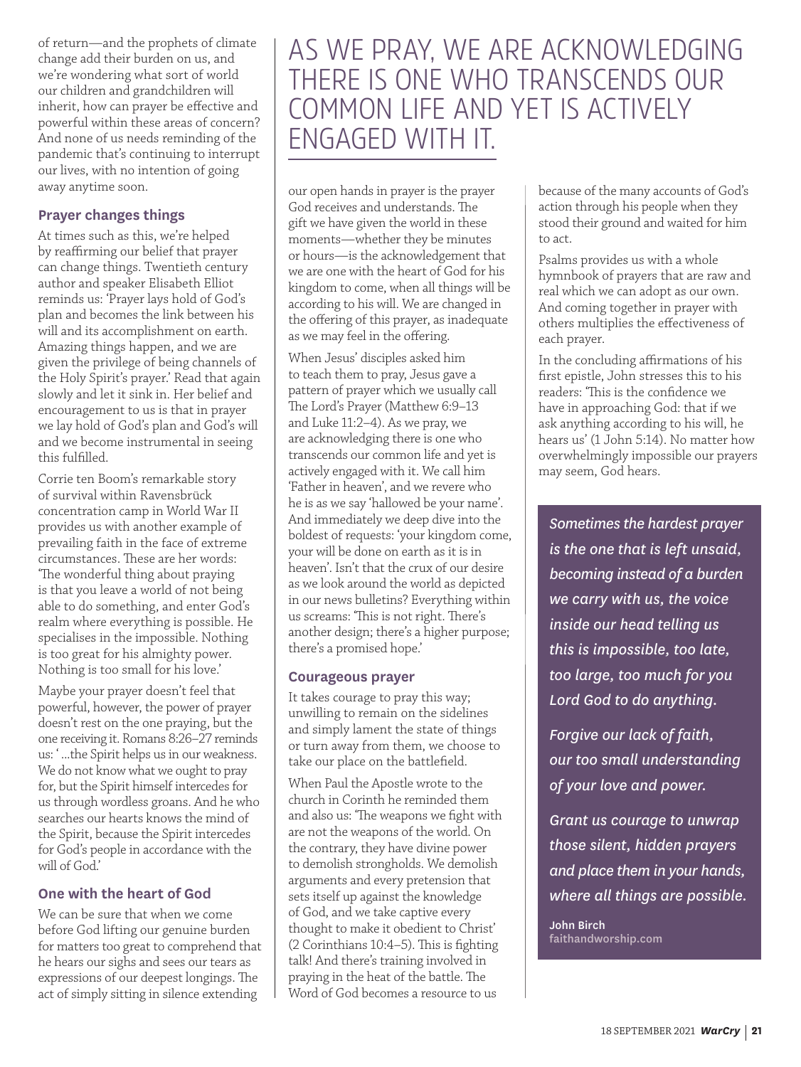of return—and the prophets of climate change add their burden on us, and we're wondering what sort of world our children and grandchildren will inherit, how can prayer be effective and powerful within these areas of concern? And none of us needs reminding of the pandemic that's continuing to interrupt our lives, with no intention of going away anytime soon.

### Prayer changes things

At times such as this, we're helped by reaffirming our belief that prayer can change things. Twentieth century author and speaker Elisabeth Elliot reminds us: 'Prayer lays hold of God's plan and becomes the link between his will and its accomplishment on earth. Amazing things happen, and we are given the privilege of being channels of the Holy Spirit's prayer.' Read that again slowly and let it sink in. Her belief and encouragement to us is that in prayer we lay hold of God's plan and God's will and we become instrumental in seeing this fulfilled.

Corrie ten Boom's remarkable story of survival within Ravensbrück concentration camp in World War II provides us with another example of prevailing faith in the face of extreme circumstances. These are her words: 'The wonderful thing about praying is that you leave a world of not being able to do something, and enter God's realm where everything is possible. He specialises in the impossible. Nothing is too great for his almighty power. Nothing is too small for his love.'

Maybe your prayer doesn't feel that powerful, however, the power of prayer doesn't rest on the one praying, but the one receiving it. Romans 8:26–27 reminds us: '...the Spirit helps us in our weakness. We do not know what we ought to pray for, but the Spirit himself intercedes for us through wordless groans. And he who searches our hearts knows the mind of the Spirit, because the Spirit intercedes for God's people in accordance with the will of God.'

### One with the heart of God

We can be sure that when we come before God lifting our genuine burden for matters too great to comprehend that he hears our sighs and sees our tears as expressions of our deepest longings. The act of simply sitting in silence extending our open hands in prayer is the prayer God receives and understands. The gift we have given the world in these moments—whether they be minutes or hours—is the acknowledgement that we are one with the heart of God for his kingdom to come, when all things will be according to his will. We are changed in the offering of this prayer, as inadequate as we may feel in the offering.

## AS WE PRAY, WE ARE ACKNOWLEDGING THERE IS ONE WHO TRANSCENDS OUR COMMON LIFE AND YET IS ACTIVELY ENGAGED WITH IT.

When Jesus' disciples asked him to teach them to pray, Jesus gave a pattern of prayer which we usually call The Lord's Prayer (Matthew 6:9–13 and Luke 11:2–4). As we pray, we are acknowledging there is one who transcends our common life and yet is actively engaged with it. We call him 'Father in heaven', and we revere who he is as we say 'hallowed be your name'. And immediately we deep dive into the boldest of requests: 'your kingdom come, your will be done on earth as it is in heaven'. Isn't that the crux of our desire as we look around the world as depicted in our news bulletins? Everything within us screams: 'This is not right. There's another design; there's a higher purpose; there's a promised hope.'

### Courageous prayer

It takes courage to pray this way; unwilling to remain on the sidelines and simply lament the state of things or turn away from them, we choose to take our place on the battlefield.

When Paul the Apostle wrote to the church in Corinth he reminded them and also us: 'The weapons we fight with are not the weapons of the world. On the contrary, they have divine power to demolish strongholds. We demolish arguments and every pretension that sets itself up against the knowledge of God, and we take captive every thought to make it obedient to Christ' (2 Corinthians 10:4–5). This is fighting talk! And there's training involved in praying in the heat of the battle. The Word of God becomes a resource to us because of the many accounts of God's action through his people when they stood their ground and waited for him to act.

Psalms provides us with a whole hymnbook of prayers that are raw and real which we can adopt as our own. And coming together in prayer with others multiplies the effectiveness of each prayer.

In the concluding affirmations of his first epistle, John stresses this to his readers: 'This is the confidence we have in approaching God: that if we ask anything according to his will, he hears us' (1 John 5:14). No matter how overwhelmingly impossible our prayers may seem, God hears.

*Sometimes the hardest prayer is the one that is left unsaid, becoming instead of a burden we carry with us, the voice inside our head telling us this is impossible, too late, too large, too much for you Lord God to do anything.*

*Forgive our lack of faith, our too small understanding of your love and power.*

*Grant us courage to unwrap those silent, hidden prayers and place them in your hands, where all things are possible.*

**John Birch**
faithandworship.com